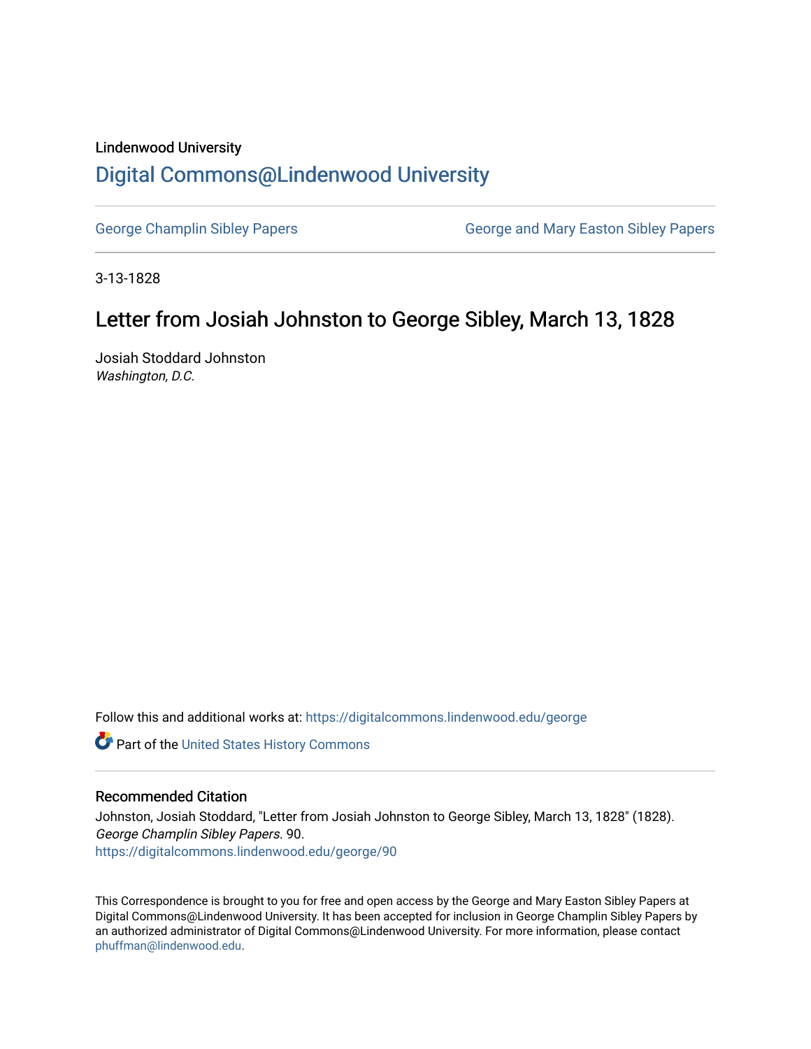Lindenwood University

# Digital Commons@Lindenwood University

George Champlin Sibley Papers | George and Mary Easton Sibley Papers

3-13-1828

## Letter from Josiah Johnston to George Sibley, March 13, 1828

Josiah Stoddard Johnston

*Washington, D.C.*

Follow this and additional works at: https://digitalcommons.lindenwood.edu/george

Part of the United States History Commons

### Recommended Citation

Johnston, Josiah Stoddard, "Letter from Josiah Johnston to George Sibley, March 13, 1828" (1828). *George Champlin Sibley Papers*. 90.
https://digitalcommons.lindenwood.edu/george/90

This Correspondence is brought to you for free and open access by the George and Mary Easton Sibley Papers at Digital Commons@Lindenwood University. It has been accepted for inclusion in George Champlin Sibley Papers by an authorized administrator of Digital Commons@Lindenwood University. For more information, please contact phuffman@lindenwood.edu.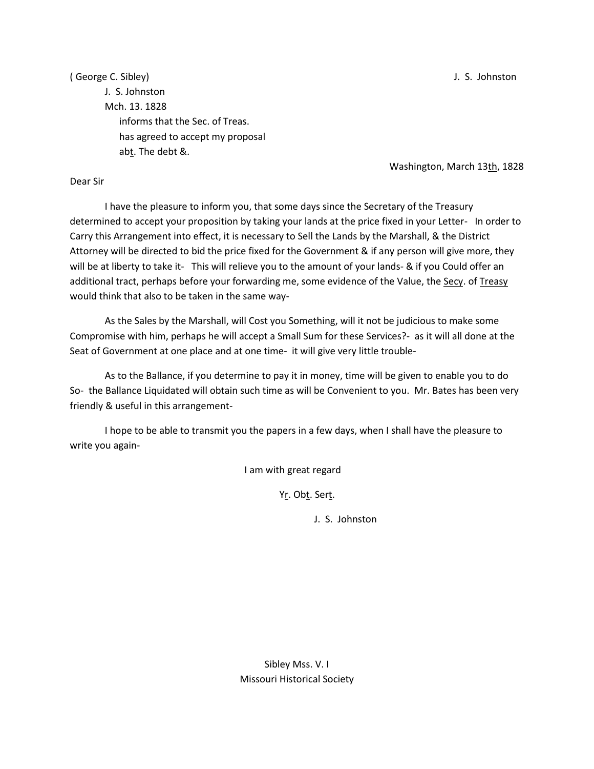( George C. Sibley) J. S. Johnston

J. S. Johnston
Mch. 13. 1828
informs that the Sec. of Treas.
has agreed to accept my proposal
abt. The debt &.

Washington, March 13th, 1828

Dear Sir

I have the pleasure to inform you, that some days since the Secretary of the Treasury determined to accept your proposition by taking your lands at the price fixed in your Letter- In order to Carry this Arrangement into effect, it is necessary to Sell the Lands by the Marshall, & the District Attorney will be directed to bid the price fixed for the Government & if any person will give more, they will be at liberty to take it- This will relieve you to the amount of your lands- & if you Could offer an additional tract, perhaps before your forwarding me, some evidence of the Value, the Secy. of Treasy would think that also to be taken in the same way-

As the Sales by the Marshall, will Cost you Something, will it not be judicious to make some Compromise with him, perhaps he will accept a Small Sum for these Services?- as it will all done at the Seat of Government at one place and at one time- it will give very little trouble-

As to the Ballance, if you determine to pay it in money, time will be given to enable you to do So- the Ballance Liquidated will obtain such time as will be Convenient to you. Mr. Bates has been very friendly & useful in this arrangement-

I hope to be able to transmit you the papers in a few days, when I shall have the pleasure to write you again-

I am with great regard

Yr. Obt. Sert.

J. S. Johnston

Sibley Mss. V. I
Missouri Historical Society